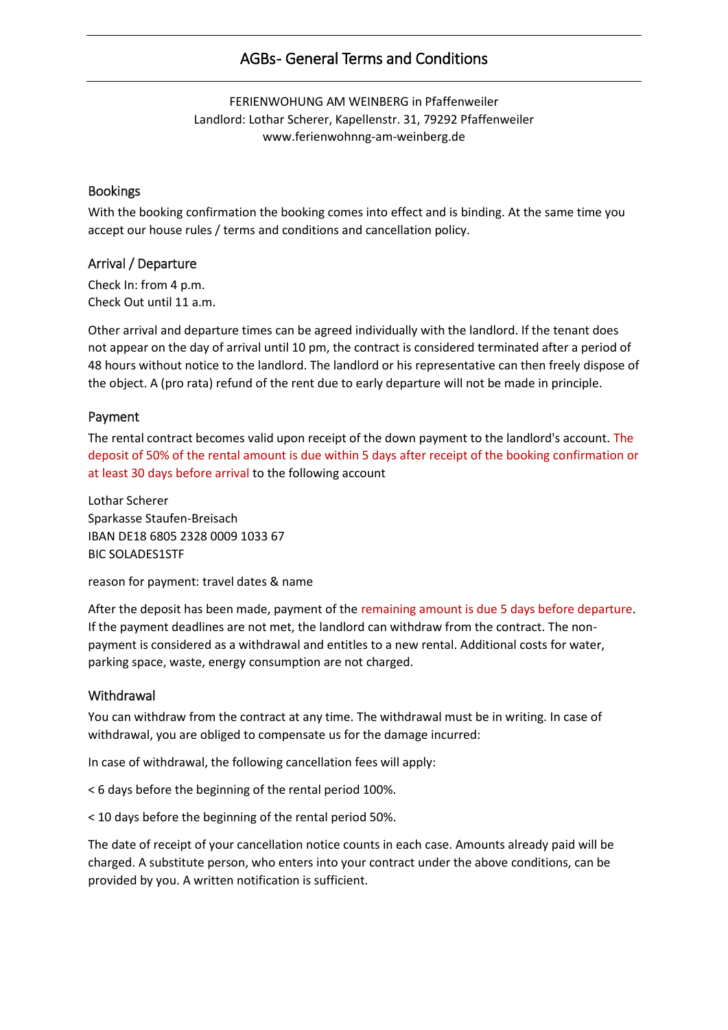# AGBs- General Terms and Conditions

FERIENWOHUNG AM WEINBERG in Pfaffenweiler
Landlord: Lothar Scherer, Kapellenstr. 31, 79292 Pfaffenweiler
www.ferienwohnng-am-weinberg.de

## Bookings

With the booking confirmation the booking comes into effect and is binding. At the same time you accept our house rules / terms and conditions and cancellation policy.

## Arrival / Departure

Check In: from 4 p.m.
Check Out until 11 a.m.

Other arrival and departure times can be agreed individually with the landlord. If the tenant does not appear on the day of arrival until 10 pm, the contract is considered terminated after a period of 48 hours without notice to the landlord. The landlord or his representative can then freely dispose of the object. A (pro rata) refund of the rent due to early departure will not be made in principle.

## Payment

The rental contract becomes valid upon receipt of the down payment to the landlord's account. The deposit of 50% of the rental amount is due within 5 days after receipt of the booking confirmation or at least 30 days before arrival to the following account

Lothar Scherer
Sparkasse Staufen-Breisach
IBAN DE18 6805 2328 0009 1033 67
BIC SOLADES1STF

reason for payment: travel dates & name

After the deposit has been made, payment of the remaining amount is due 5 days before departure. If the payment deadlines are not met, the landlord can withdraw from the contract. The non-payment is considered as a withdrawal and entitles to a new rental. Additional costs for water, parking space, waste, energy consumption are not charged.

## Withdrawal

You can withdraw from the contract at any time. The withdrawal must be in writing. In case of withdrawal, you are obliged to compensate us for the damage incurred:

In case of withdrawal, the following cancellation fees will apply:

< 6 days before the beginning of the rental period 100%.

< 10 days before the beginning of the rental period 50%.

The date of receipt of your cancellation notice counts in each case. Amounts already paid will be charged. A substitute person, who enters into your contract under the above conditions, can be provided by you. A written notification is sufficient.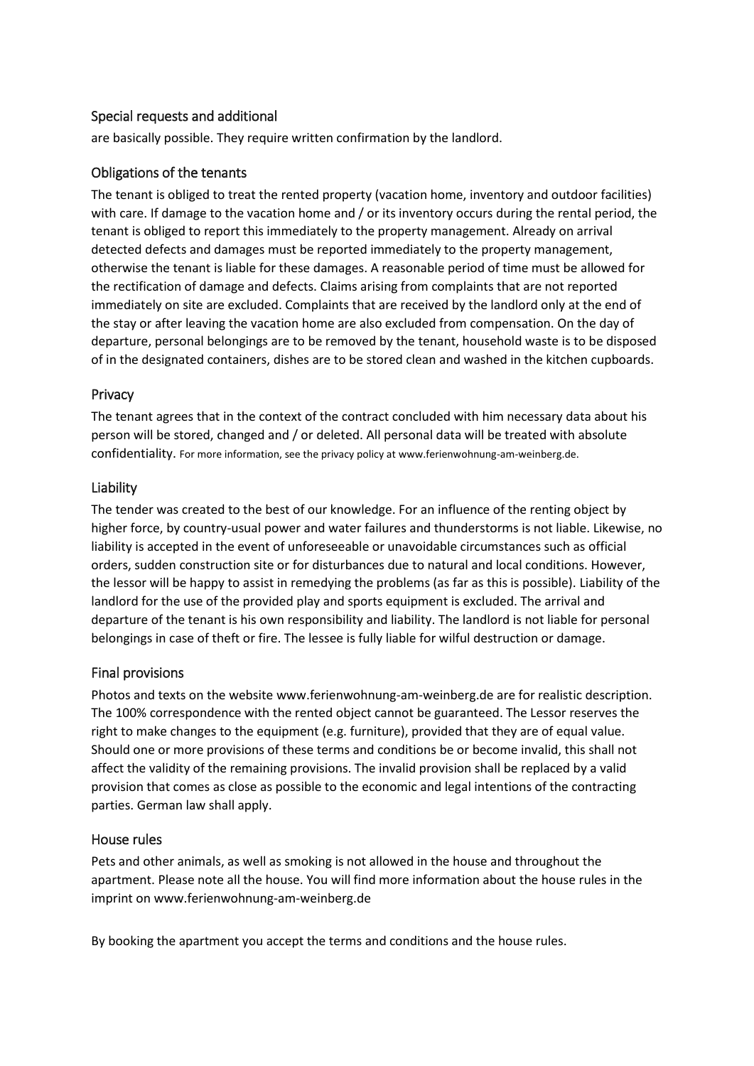## Special requests and additional

are basically possible. They require written confirmation by the landlord.

## Obligations of the tenants

The tenant is obliged to treat the rented property (vacation home, inventory and outdoor facilities) with care. If damage to the vacation home and / or its inventory occurs during the rental period, the tenant is obliged to report this immediately to the property management. Already on arrival detected defects and damages must be reported immediately to the property management, otherwise the tenant is liable for these damages. A reasonable period of time must be allowed for the rectification of damage and defects. Claims arising from complaints that are not reported immediately on site are excluded. Complaints that are received by the landlord only at the end of the stay or after leaving the vacation home are also excluded from compensation. On the day of departure, personal belongings are to be removed by the tenant, household waste is to be disposed of in the designated containers, dishes are to be stored clean and washed in the kitchen cupboards.

## Privacy

The tenant agrees that in the context of the contract concluded with him necessary data about his person will be stored, changed and / or deleted. All personal data will be treated with absolute confidentiality. For more information, see the privacy policy at www.ferienwohnung-am-weinberg.de.

## Liability

The tender was created to the best of our knowledge. For an influence of the renting object by higher force, by country-usual power and water failures and thunderstorms is not liable. Likewise, no liability is accepted in the event of unforeseeable or unavoidable circumstances such as official orders, sudden construction site or for disturbances due to natural and local conditions. However, the lessor will be happy to assist in remedying the problems (as far as this is possible). Liability of the landlord for the use of the provided play and sports equipment is excluded. The arrival and departure of the tenant is his own responsibility and liability. The landlord is not liable for personal belongings in case of theft or fire. The lessee is fully liable for wilful destruction or damage.

## Final provisions

Photos and texts on the website www.ferienwohnung-am-weinberg.de are for realistic description. The 100% correspondence with the rented object cannot be guaranteed. The Lessor reserves the right to make changes to the equipment (e.g. furniture), provided that they are of equal value. Should one or more provisions of these terms and conditions be or become invalid, this shall not affect the validity of the remaining provisions. The invalid provision shall be replaced by a valid provision that comes as close as possible to the economic and legal intentions of the contracting parties. German law shall apply.

## House rules

Pets and other animals, as well as smoking is not allowed in the house and throughout the apartment. Please note all the house. You will find more information about the house rules in the imprint on www.ferienwohnung-am-weinberg.de

By booking the apartment you accept the terms and conditions and the house rules.